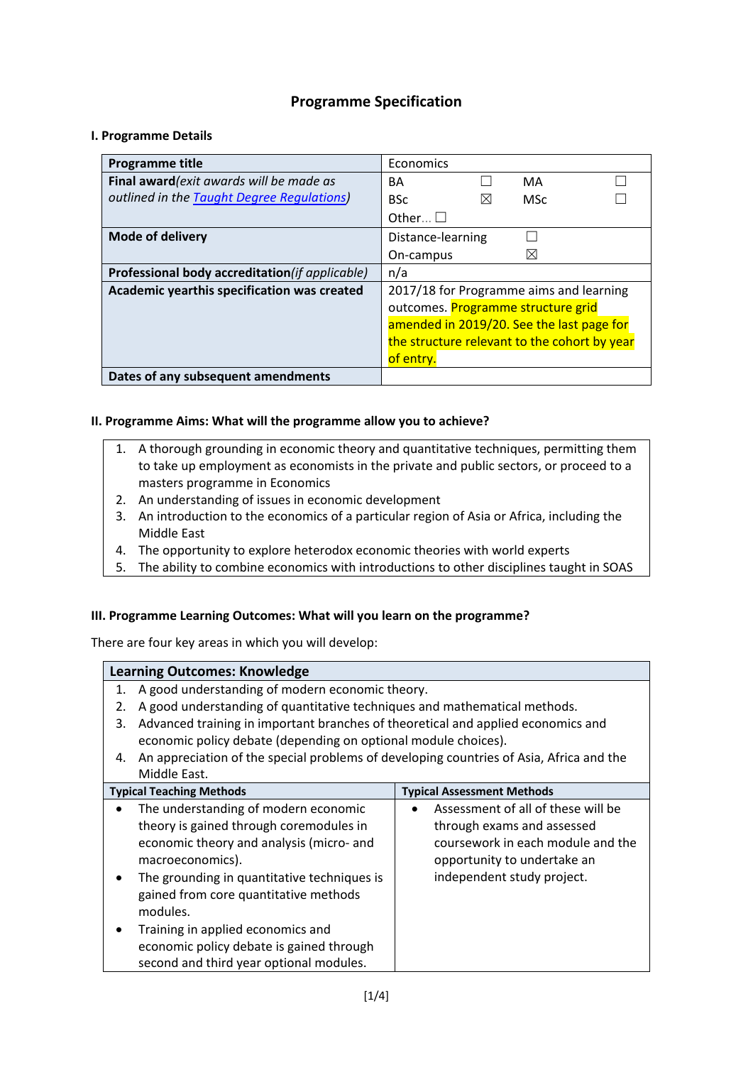# Programme Specification

## I. Programme Details

| Programme title | Economics |
|---|---|
| **Final award**(*exit awards will be made as outlined in the [Taught Degree Regulations](#)*) | BA ☐ MA ☐<br>BSc ☒ MSc ☐<br>Other… ☐ |
| **Mode of delivery** | Distance-learning ☐<br>On-campus ☒ |
| **Professional body accreditation**(*if applicable*) | n/a |
| **Academic yearthis specification was created** | 2017/18 for Programme aims and learning outcomes. Programme structure grid amended in 2019/20. See the last page for the structure relevant to the cohort by year of entry. |
| **Dates of any subsequent amendments** | |

## II. Programme Aims: What will the programme allow you to achieve?

1. A thorough grounding in economic theory and quantitative techniques, permitting them to take up employment as economists in the private and public sectors, or proceed to a masters programme in Economics
2. An understanding of issues in economic development
3. An introduction to the economics of a particular region of Asia or Africa, including the Middle East
4. The opportunity to explore heterodox economic theories with world experts
5. The ability to combine economics with introductions to other disciplines taught in SOAS

## III. Programme Learning Outcomes: What will you learn on the programme?

There are four key areas in which you will develop:

### Learning Outcomes: Knowledge

1. A good understanding of modern economic theory.
2. A good understanding of quantitative techniques and mathematical methods.
3. Advanced training in important branches of theoretical and applied economics and economic policy debate (depending on optional module choices).
4. An appreciation of the special problems of developing countries of Asia, Africa and the Middle East.

| Typical Teaching Methods | Typical Assessment Methods |
|---|---|
| • The understanding of modern economic theory is gained through coremodules in economic theory and analysis (micro- and macroeconomics).<br>• The grounding in quantitative techniques is gained from core quantitative methods modules.<br>• Training in applied economics and economic policy debate is gained through second and third year optional modules. | • Assessment of all of these will be through exams and assessed coursework in each module and the opportunity to undertake an independent study project. |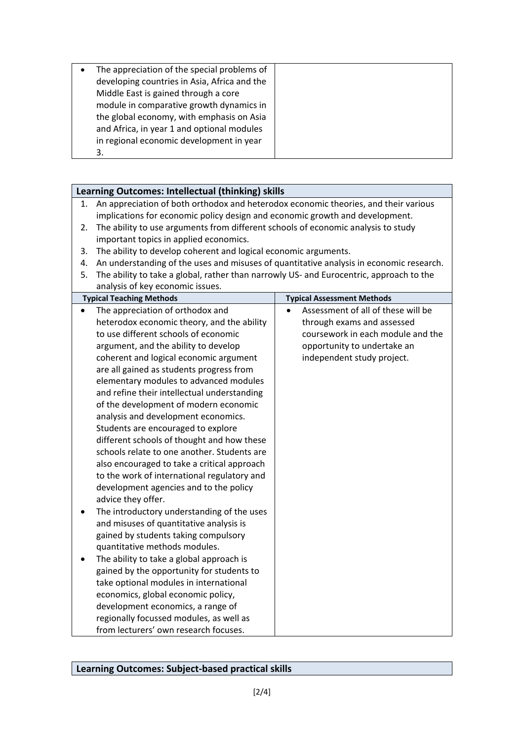| | |
|---|---|
| • The appreciation of the special problems of developing countries in Asia, Africa and the Middle East is gained through a core module in comparative growth dynamics in the global economy, with emphasis on Asia and Africa, in year 1 and optional modules in regional economic development in year 3. | |

**Learning Outcomes: Intellectual (thinking) skills**

1. An appreciation of both orthodox and heterodox economic theories, and their various implications for economic policy design and economic growth and development.
2. The ability to use arguments from different schools of economic analysis to study important topics in applied economics.
3. The ability to develop coherent and logical economic arguments.
4. An understanding of the uses and misuses of quantitative analysis in economic research.
5. The ability to take a global, rather than narrowly US- and Eurocentric, approach to the analysis of key economic issues.

| Typical Teaching Methods | Typical Assessment Methods |
|---|---|
| • The appreciation of orthodox and heterodox economic theory, and the ability to use different schools of economic argument, and the ability to develop coherent and logical economic argument are all gained as students progress from elementary modules to advanced modules and refine their intellectual understanding of the development of modern economic analysis and development economics. Students are encouraged to explore different schools of thought and how these schools relate to one another. Students are also encouraged to take a critical approach to the work of international regulatory and development agencies and to the policy advice they offer.<br>• The introductory understanding of the uses and misuses of quantitative analysis is gained by students taking compulsory quantitative methods modules.<br>• The ability to take a global approach is gained by the opportunity for students to take optional modules in international economics, global economic policy, development economics, a range of regionally focussed modules, as well as from lecturers' own research focuses. | • Assessment of all of these will be through exams and assessed coursework in each module and the opportunity to undertake an independent study project. |

**Learning Outcomes: Subject-based practical skills**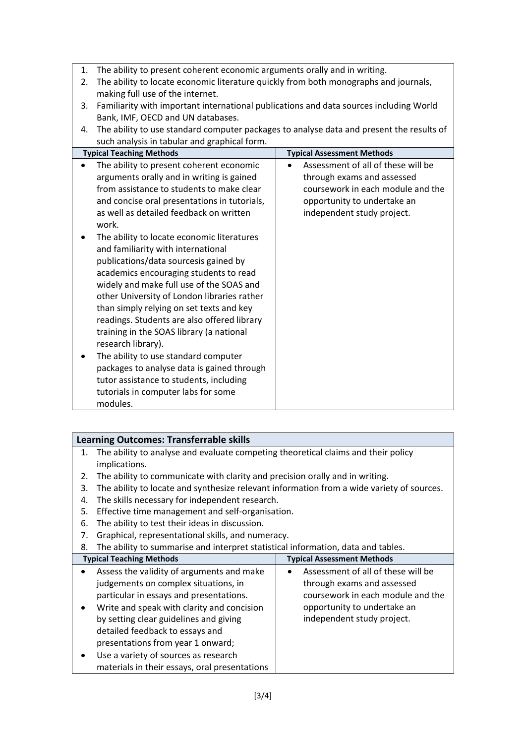1. The ability to present coherent economic arguments orally and in writing.
2. The ability to locate economic literature quickly from both monographs and journals, making full use of the internet.
3. Familiarity with important international publications and data sources including World Bank, IMF, OECD and UN databases.
4. The ability to use standard computer packages to analyse data and present the results of such analysis in tabular and graphical form.

| Typical Teaching Methods | Typical Assessment Methods |
| --- | --- |
| • The ability to present coherent economic arguments orally and in writing is gained from assistance to students to make clear and concise oral presentations in tutorials, as well as detailed feedback on written work.<br>• The ability to locate economic literatures and familiarity with international publications/data sourcesis gained by academics encouraging students to read widely and make full use of the SOAS and other University of London libraries rather than simply relying on set texts and key readings. Students are also offered library training in the SOAS library (a national research library).<br>• The ability to use standard computer packages to analyse data is gained through tutor assistance to students, including tutorials in computer labs for some modules. | • Assessment of all of these will be through exams and assessed coursework in each module and the opportunity to undertake an independent study project. |

**Learning Outcomes: Transferrable skills**

1. The ability to analyse and evaluate competing theoretical claims and their policy implications.
2. The ability to communicate with clarity and precision orally and in writing.
3. The ability to locate and synthesize relevant information from a wide variety of sources.
4. The skills necessary for independent research.
5. Effective time management and self-organisation.
6. The ability to test their ideas in discussion.
7. Graphical, representational skills, and numeracy.
8. The ability to summarise and interpret statistical information, data and tables.

| Typical Teaching Methods | Typical Assessment Methods |
| --- | --- |
| • Assess the validity of arguments and make judgements on complex situations, in particular in essays and presentations.<br>• Write and speak with clarity and concision by setting clear guidelines and giving detailed feedback to essays and presentations from year 1 onward;<br>• Use a variety of sources as research materials in their essays, oral presentations | • Assessment of all of these will be through exams and assessed coursework in each module and the opportunity to undertake an independent study project. |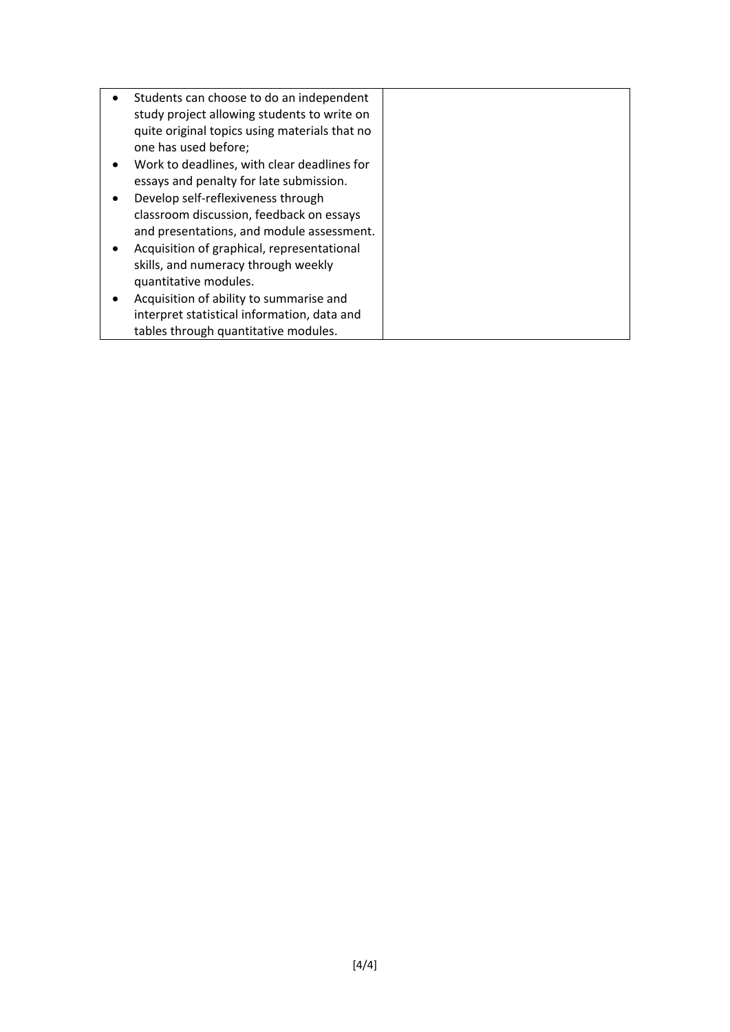| | |
|---|---|
| • Students can choose to do an independent study project allowing students to write on quite original topics using materials that no one has used before;<br>• Work to deadlines, with clear deadlines for essays and penalty for late submission.<br>• Develop self-reflexiveness through classroom discussion, feedback on essays and presentations, and module assessment.<br>• Acquisition of graphical, representational skills, and numeracy through weekly quantitative modules.<br>• Acquisition of ability to summarise and interpret statistical information, data and tables through quantitative modules. | |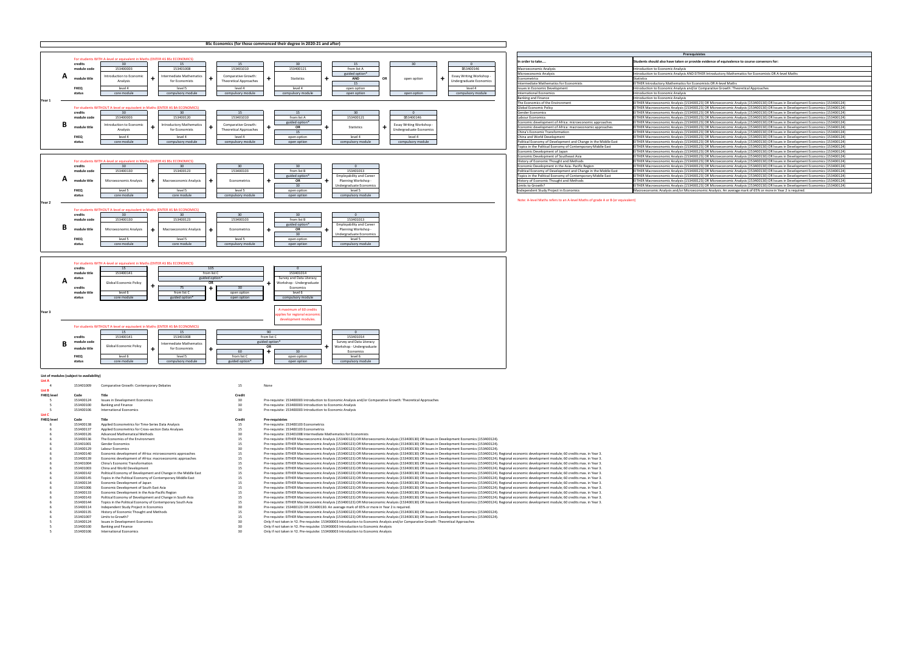# BSc Economics (for those commenced their degree in 2020-21 and after)

## Year 1

### A — For students WITH A-level or equivalent in Maths (ENTER AS BSc ECONOMICS)

| | | | | | | | | | | | | |
|---|---|---|---|---|---|---|---|---|---|---|---|---|
| **credits** | 30 | | 15 | | 15 | | 30 | | 15 | | 30 | | 0 |
| **module code** | 153400003 | | 153401008 | | 153401010 | | 153400121 | | from list A | | | | 153400146 |
| **module title** | Introduction to Economic Analysis | + | Intermediate Mathematics for Economists | + | Comparative Growth: Theoretical Approaches | + | Statistics | + | guided option* AND 15 | OR | open option | + | Essay Writing Workshop - Undergraduate Economics |
| **FHEQ** | level 4 | | level 5 | | level 4 | | level 4 | | open option | | | | level 4 |
| **status** | core module | | compulsory module | | compulsory module | | compulsory module | | open option | | open option | | compulsory module |

### B — For students WITHOUT A-level or equivalent in Maths (ENTER AS BA ECONOMICS)

| | | | | | | | | | | | |
|---|---|---|---|---|---|---|---|---|---|---|---|
| **credits** | 30 | | 30 | | 15 | | 15 | | 30 | | 0 |
| **module code** | 153400003 | | 153400120 | | 153401010 | | from list A | | 153400121 | | 153400146 |
| **module title** | Introduction to Economic Analysis | + | Introductory Mathematics for Economists | + | Comparative Growth: Theoretical Approaches | + | guided option* OR 15 | + | Statistics | + | Essay Writing Workshop - Undergraduate Economics |
| **FHEQ** | level 4 | | level 4 | | level 4 | | open option | | level 4 | | level 4 |
| **status** | core module | | compulsory module | | compulsory module | | open option | | compulsory module | | compulsory module |

## Year 2

### A — For students WITH A-level or equivalent in Maths (ENTER AS BSc ECONOMICS)

| | | | | | | | | | |
|---|---|---|---|---|---|---|---|---|---|
| **credits** | 30 | | 30 | | 30 | | 30 | | 0 |
| **module code** | 153400130 | | 153400123 | | 153400103 | | from list B | | 153401013 |
| **module title** | Microeconomic Analysis | + | Macroeconomic Analysis | + | Econometrics | + | guided option* OR 30 | + | Employability and Career Planning Workshop - Undergraduate Economics |
| **FHEQ** | level 5 | | level 5 | | level 5 | | open option | | level 5 |
| **status** | core module | | core module | | compulsory module | | open option | | compulsory module |

### B — For students WITHOUT A-level or equivalent in Maths (ENTER AS BA ECONOMICS)

| | | | | | | | | | |
|---|---|---|---|---|---|---|---|---|---|
| **credits** | 30 | | 30 | | 30 | | 30 | | 0 |
| **module code** | 153400130 | | 153400123 | | 153400103 | | from list B | | 153401013 |
| **module title** | Microeconomic Analysis | + | Macroeconomic Analysis | + | Econometrics | + | guided option* OR 30 | + | Employability and Career Planning Workshop - Undergraduate Economics |
| **FHEQ** | level 5 | | level 5 | | level 5 | | open option | | level 5 |
| **status** | core module | | core module | | compulsory module | | open option | | compulsory module |

## Year 3

### A — For students WITH A-level or equivalent in Maths (ENTER AS BSc ECONOMICS)

| | | | | | | |
|---|---|---|---|---|---|---|
| **credits** | 15 | | 105 | | | 0 |
| **module title** | 153400141 | | from list C | | | 153401014 |
| **status** | Global Economic Policy | + | guided option* OR | | + | Survey and Data Literacy Workshop - Undergraduate Economics |
| **credits** | | | 75 | + | 30 | |
| **module title** | level 6 | | from list C | | open option | level 6 |
| **status** | core module | | guided option* | | open option | compulsory module |

A maximum of 60 credits applies for regional economic development modules.

### B — For students WITHOUT A-level or equivalent in Maths (ENTER AS BA ECONOMICS)

| | | | | | | | | |
|---|---|---|---|---|---|---|---|---|
| **credits** | 15 | | 15 | | 90 | | | 0 |
| **module code** | 153400141 | | 153401008 | | from list C | | | 153401014 |
| **module title** | Global Economic Policy | + | Intermediate Mathematics for Economists | + | guided option* OR | | + | Survey and Data Literacy Workshop - Undergraduate Economics |
| | | | | | 60 | + | 30 | |
| **FHEQ** | level 6 | | level 5 | | from list C | | open option | level 6 |
| **status** | core module | | compulsory module | | guided option* | | open option | compulsory module |

## Prerequisites

| In order to take.... | Students should also have taken or provide evidence of equivalence to course convenors for: |
|---|---|
| Macroeconomic Analysis | Introduction to Economic Analysis |
| Microeconomic Analysis | Introduction to Economic Analysis AND EITHER Introductory Mathematics for Economists OR A-level Maths |
| Econometrics | Statistics |
| Intermediate Mathematics for Economists | EITHER Introductory Mathematics for Economists OR A-level Maths |
| Issues in Economic Development | Introduction to Economic Analysis and/or Comparative Growth: Theoretical Approaches |
| International Economics | Introduction to Economic Analysis |
| Banking and Finance | Introduction to Economic Analysis |
| The Economics of the Environment | EITHER Macroeconomic Analysis (153400123) OR Microeconomic Analysis (153400130) OR Issues in Development Economics (153400124) |
| Global Economic Policy | EITHER Macroeconomic Analysis (153400123) OR Microeconomic Analysis (153400130) OR Issues in Development Economics (153400124) |
| Gender Economics | EITHER Macroeconomic Analysis (153400123) OR Microeconomic Analysis (153400130) OR Issues in Development Economics (153400124) |
| Labour Economics | EITHER Macroeconomic Analysis (153400123) OR Microeconomic Analysis (153400130) OR Issues in Development Economics (153400124) |
| Economic development of Africa: microeconomic approaches | EITHER Macroeconomic Analysis (153400123) OR Microeconomic Analysis (153400130) OR Issues in Development Economics (153400124) |
| Economic development of Africa: macroeconomic approaches | EITHER Macroeconomic Analysis (153400123) OR Microeconomic Analysis (153400130) OR Issues in Development Economics (153400124) |
| China's Economic Transformation | EITHER Macroeconomic Analysis (153400123) OR Microeconomic Analysis (153400130) OR Issues in Development Economics (153400124) |
| China and World Development | EITHER Macroeconomic Analysis (153400123) OR Microeconomic Analysis (153400130) OR Issues in Development Economics (153400124) |
| Political Economy of Development and Change in the Middle East | EITHER Macroeconomic Analysis (153400123) OR Microeconomic Analysis (153400130) OR Issues in Development Economics (153400124) |
| Topics in the Political Economy of Contemporary Middle East | EITHER Macroeconomic Analysis (153400123) OR Microeconomic Analysis (153400130) OR Issues in Development Economics (153400124) |
| Economic Development of Japan | EITHER Macroeconomic Analysis (153400123) OR Microeconomic Analysis (153400130) OR Issues in Development Economics (153400124) |
| Economic Development of Southeast Asia | EITHER Macroeconomic Analysis (153400123) OR Microeconomic Analysis (153400130) OR Issues in Development Economics (153400124) |
| History of Economic Thought and Methods | EITHER Macroeconomic Analysis (153400123) OR Microeconomic Analysis (153400130) OR Issues in Development Economics (153400124) |
| Economic Development in the Asia- Pacific Region | EITHER Macroeconomic Analysis (153400123) OR Microeconomic Analysis (153400130) OR Issues in Development Economics (153400124) |
| Political Economy of Development and Change in the Middle East | EITHER Macroeconomic Analysis (153400123) OR Microeconomic Analysis (153400130) OR Issues in Development Economics (153400124) |
| Topics in the Political Economy of Contemporary Middle East | EITHER Macroeconomic Analysis (153400123) OR Microeconomic Analysis (153400130) OR Issues in Development Economics (153400124) |
| History of Economic Thought and Methods | EITHER Macroeconomic Analysis (153400123) OR Microeconomic Analysis (153400130) OR Issues in Development Economics (153400124) |
| Limits to Growth? | EITHER Macroeconomic Analysis (153400123) OR Microeconomic Analysis (153400130) OR Issues in Development Economics (153400124) |
| Independent Study Project in Economics | Macroeconomic Analysis and/or Microeconomic Analysis. An average mark of 65% or more in Year 2 is required. |

Note: A-level Maths refers to an A-level Maths of grade A or B (or equivalent)

## List of modules (subject to availability)

**List A**

| | | | | |
|---|---|---|---|---|
| 4 | 153401009 | Comparative Growth: Contemporary Debates | 15 | None |

**List B**

| FHEQ level | Code | Title | Credit | |
|---|---|---|---|---|
| 5 | 153400124 | Issues in Development Economics | 30 | Pre-requisite: 153400003 Introduction to Economic Analysis and/or Comparative Growth: Theoretical Approaches |
| 5 | 153400100 | Banking and Finance | 30 | Pre-requisite: 153400003 Introduction to Economic Analysis |
| 5 | 153400106 | International Economics | 30 | Pre-requisite: 153400003 Introduction to Economic Analysis |

**List C**

| FHEQ level | Code | Title | Credit | Pre-requisites |
|---|---|---|---|---|
| 6 | 153400138 | Applied Econometrics for Time-Series Data Analysis | 15 | Pre-requisite: 153400103 Econometrics |
| 6 | 153400137 | Applied Econometrics for Cross-section Data Analyses | 15 | Pre-requisite: 153400103 Econometrics |
| 6 | 153400126 | Advanced Mathematical Methods | 30 | Pre-requisite: 153401008 Intermediate Mathematics for Economists |
| 6 | 153400136 | The Economics of the Environment | 15 | Pre-requisite: EITHER Macroeconomic Analysis (153400123) OR Microeconomic Analysis (153400130) OR Issues in Development Economics (153400124). |
| 6 | 153401001 | Gender Economics | 15 | Pre-requisite: EITHER Macroeconomic Analysis (153400123) OR Microeconomic Analysis (153400130) OR Issues in Development Economics (153400124). |
| 6 | 153400129 | Labour Economics | 30 | Pre-requisite: EITHER Macroeconomic Analysis (153400123) OR Microeconomic Analysis (153400130) OR Issues in Development Economics (153400124). |
| 6 | 153400140 | Economic development of Africa: microeconomic approaches | 15 | Pre-requisite: EITHER Macroeconomic Analysis (153400123) OR Microeconomic Analysis (153400130) OR Issues in Development Economics (153400124). Regional economic development module; 60 credits max. in Year 3. |
| 6 | 153400139 | Economic development of Africa: macroeconomic approaches | 15 | Pre-requisite: EITHER Macroeconomic Analysis (153400123) OR Microeconomic Analysis (153400130) OR Issues in Development Economics (153400124). Regional economic development module; 60 credits max. in Year 3. |
| 6 | 153401004 | China's Economic Transformation | 15 | Pre-requisite: EITHER Macroeconomic Analysis (153400123) OR Microeconomic Analysis (153400130) OR Issues in Development Economics (153400124). Regional economic development module; 60 credits max. in Year 3. |
| 6 | 153401003 | China and World Development | 15 | Pre-requisite: EITHER Macroeconomic Analysis (153400123) OR Microeconomic Analysis (153400130) OR Issues in Development Economics (153400124). Regional economic development module; 60 credits max. in Year 3. |
| 6 | 153400142 | Political Economy of Development and Change in the Middle East | 15 | Pre-requisite: EITHER Macroeconomic Analysis (153400123) OR Microeconomic Analysis (153400130) OR Issues in Development Economics (153400124). Regional economic development module; 60 credits max. in Year 3. |
| 6 | 153400145 | Topics in the Political Economy of Contemporary Middle East | 15 | Pre-requisite: EITHER Macroeconomic Analysis (153400123) OR Microeconomic Analysis (153400130) OR Issues in Development Economics (153400124). Regional economic development module; 60 credits max. in Year 3. |
| 6 | 153400134 | Economic Development of Japan | 15 | Pre-requisite: EITHER Macroeconomic Analysis (153400123) OR Microeconomic Analysis (153400130) OR Issues in Development Economics (153400124). Regional economic development module; 60 credits max. in Year 3. |
| 6 | 153401006 | Economic Development of South East Asia | 15 | Pre-requisite: EITHER Macroeconomic Analysis (153400123) OR Microeconomic Analysis (153400130) OR Issues in Development Economics (153400124). Regional economic development module; 60 credits max. in Year 3. |
| 6 | 153400133 | Economic Development in the Asia-Pacific Region | 15 | Pre-requisite: EITHER Macroeconomic Analysis (153400123) OR Microeconomic Analysis (153400130) OR Issues in Development Economics (153400124). Regional economic development module; 60 credits max. in Year 3. |
| 6 | 153400143 | Political Economy of Development and Change in South Asia | 15 | Pre-requisite: EITHER Macroeconomic Analysis (153400123) OR Microeconomic Analysis (153400130) OR Issues in Development Economics (153400124). Regional economic development module; 60 credits max. in Year 3. |
| 6 | 153400144 | Topics in the Political Economy of Contemporary South Asia | 15 | Pre-requisite: EITHER Macroeconomic Analysis (153400123) OR Microeconomic Analysis (153400130) OR Issues in Development Economics (153400124). Regional economic development module; 60 credits max. in Year 3. |
| 6 | 153400114 | Independent Study Project in Economics | 30 | Pre-requisite: 153400123 OR 153400130. An average mark of 65% or more in Year 2 is required. |
| 6 | 153400135 | History of Economic Thought and Methods | 15 | Pre-requisite: EITHER Macroeconomic Analysis (153400123) OR Microeconomic Analysis (153400130) OR Issues in Development Economics (153400124). |
| 6 | 153401007 | Limits to Growth? | 15 | Pre-requisite: EITHER Macroeconomic Analysis (153400123) OR Microeconomic Analysis (153400130) OR Issues in Development Economics (153400124). |
| 5 | 153400124 | Issues in Development Economics | 30 | Only if not taken in Y2. Pre-requisite: 153400003 Introduction to Economic Analysis and/or Comparative Growth: Theoretical Approaches |
| 5 | 153400100 | Banking and Finance | 30 | Only if not taken in Y2. Pre-requisite: 153400003 Introduction to Economic Analysis |
| 5 | 153400106 | International Economics | 30 | Only if not taken in Y2. Pre-requisite: 153400003 Introduction to Economic Analysis |